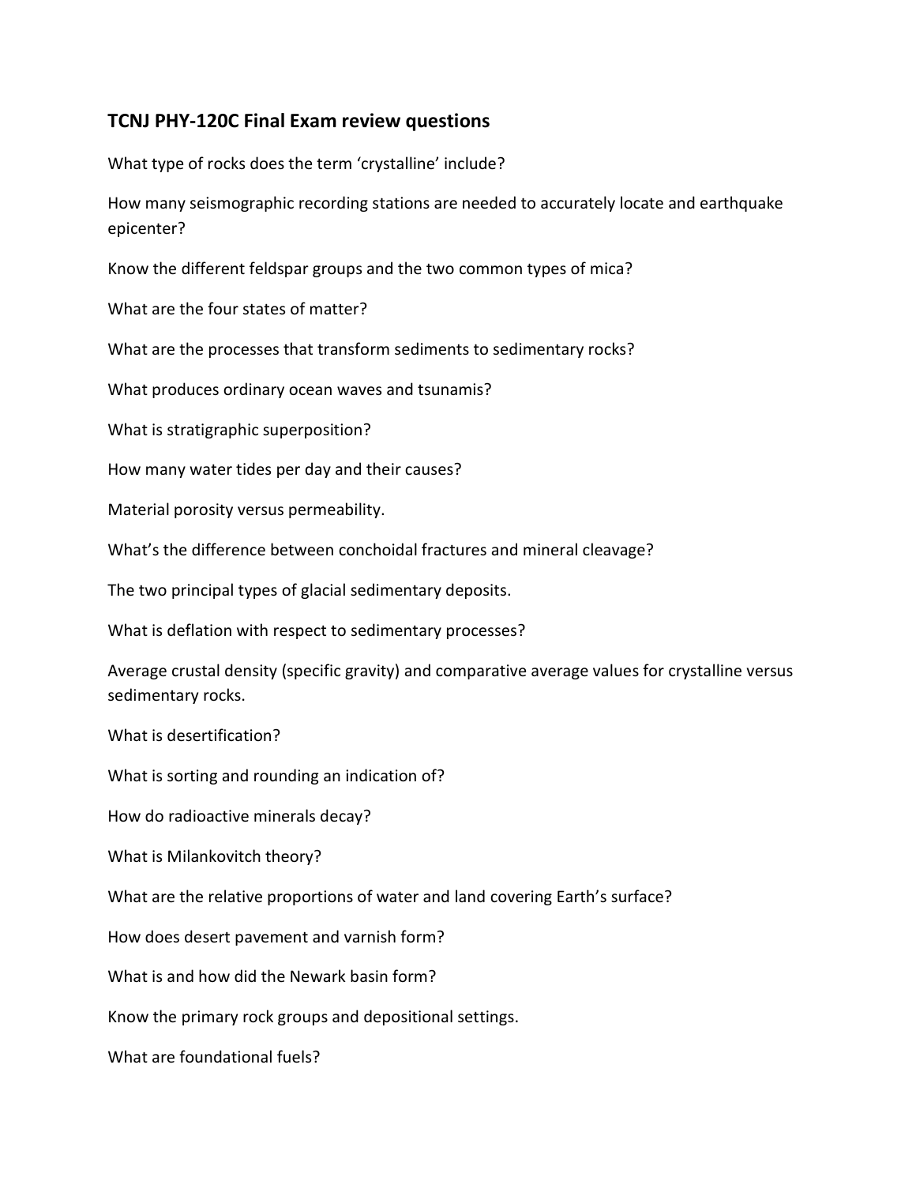## TCNJ PHY-120C Final Exam review questions

What type of rocks does the term ‘crystalline’ include?

How many seismographic recording stations are needed to accurately locate and earthquake epicenter?

Know the different feldspar groups and the two common types of mica?

What are the four states of matter?

What are the processes that transform sediments to sedimentary rocks?

What produces ordinary ocean waves and tsunamis?

What is stratigraphic superposition?

How many water tides per day and their causes?

Material porosity versus permeability.

What’s the difference between conchoidal fractures and mineral cleavage?

The two principal types of glacial sedimentary deposits.

What is deflation with respect to sedimentary processes?

Average crustal density (specific gravity) and comparative average values for crystalline versus sedimentary rocks.

What is desertification?

What is sorting and rounding an indication of?

How do radioactive minerals decay?

What is Milankovitch theory?

What are the relative proportions of water and land covering Earth’s surface?

How does desert pavement and varnish form?

What is and how did the Newark basin form?

Know the primary rock groups and depositional settings.

What are foundational fuels?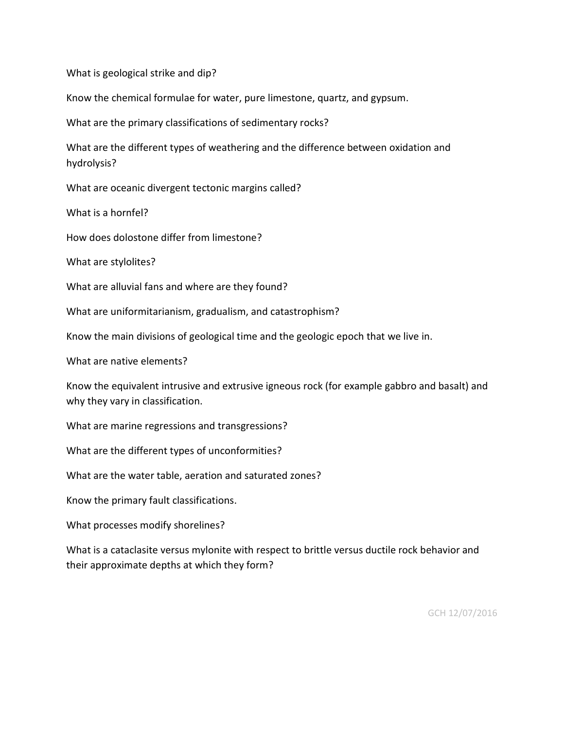What is geological strike and dip?

Know the chemical formulae for water, pure limestone, quartz, and gypsum.

What are the primary classifications of sedimentary rocks?

What are the different types of weathering and the difference between oxidation and hydrolysis?

What are oceanic divergent tectonic margins called?

What is a hornfel?

How does dolostone differ from limestone?

What are stylolites?

What are alluvial fans and where are they found?

What are uniformitarianism, gradualism, and catastrophism?

Know the main divisions of geological time and the geologic epoch that we live in.

What are native elements?

Know the equivalent intrusive and extrusive igneous rock (for example gabbro and basalt) and why they vary in classification.

What are marine regressions and transgressions?

What are the different types of unconformities?

What are the water table, aeration and saturated zones?

Know the primary fault classifications.

What processes modify shorelines?

What is a cataclasite versus mylonite with respect to brittle versus ductile rock behavior and their approximate depths at which they form?